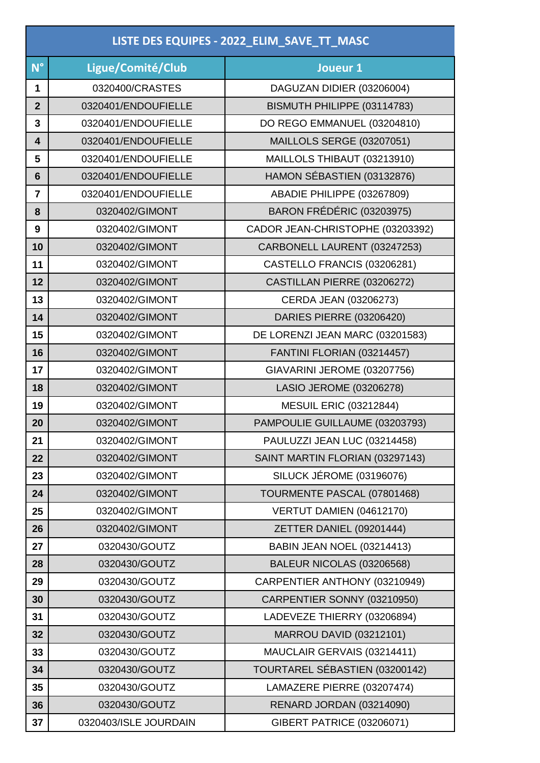| LISTE DES EQUIPES - 2022_ELIM_SAVE_TT_MASC | | |
|---|---|---|
| **N°** | **Ligue/Comité/Club** | **Joueur 1** |
| **1** | 0320400/CRASTES | DAGUZAN DIDIER (03206004) |
| **2** | 0320401/ENDOUFIELLE | BISMUTH PHILIPPE (03114783) |
| **3** | 0320401/ENDOUFIELLE | DO REGO EMMANUEL (03204810) |
| **4** | 0320401/ENDOUFIELLE | MAILLOLS SERGE (03207051) |
| **5** | 0320401/ENDOUFIELLE | MAILLOLS THIBAUT (03213910) |
| **6** | 0320401/ENDOUFIELLE | HAMON SÉBASTIEN (03132876) |
| **7** | 0320401/ENDOUFIELLE | ABADIE PHILIPPE (03267809) |
| **8** | 0320402/GIMONT | BARON FRÉDÉRIC (03203975) |
| **9** | 0320402/GIMONT | CADOR JEAN-CHRISTOPHE (03203392) |
| **10** | 0320402/GIMONT | CARBONELL LAURENT (03247253) |
| **11** | 0320402/GIMONT | CASTELLO FRANCIS (03206281) |
| **12** | 0320402/GIMONT | CASTILLAN PIERRE (03206272) |
| **13** | 0320402/GIMONT | CERDA JEAN (03206273) |
| **14** | 0320402/GIMONT | DARIES PIERRE (03206420) |
| **15** | 0320402/GIMONT | DE LORENZI JEAN MARC (03201583) |
| **16** | 0320402/GIMONT | FANTINI FLORIAN (03214457) |
| **17** | 0320402/GIMONT | GIAVARINI JEROME (03207756) |
| **18** | 0320402/GIMONT | LASIO JEROME (03206278) |
| **19** | 0320402/GIMONT | MESUIL ERIC (03212844) |
| **20** | 0320402/GIMONT | PAMPOULIE GUILLAUME (03203793) |
| **21** | 0320402/GIMONT | PAULUZZI JEAN LUC (03214458) |
| **22** | 0320402/GIMONT | SAINT MARTIN FLORIAN (03297143) |
| **23** | 0320402/GIMONT | SILUCK JÉROME (03196076) |
| **24** | 0320402/GIMONT | TOURMENTE PASCAL (07801468) |
| **25** | 0320402/GIMONT | VERTUT DAMIEN (04612170) |
| **26** | 0320402/GIMONT | ZETTER DANIEL (09201444) |
| **27** | 0320430/GOUTZ | BABIN JEAN NOEL (03214413) |
| **28** | 0320430/GOUTZ | BALEUR NICOLAS (03206568) |
| **29** | 0320430/GOUTZ | CARPENTIER ANTHONY (03210949) |
| **30** | 0320430/GOUTZ | CARPENTIER SONNY (03210950) |
| **31** | 0320430/GOUTZ | LADEVEZE THIERRY (03206894) |
| **32** | 0320430/GOUTZ | MARROU DAVID (03212101) |
| **33** | 0320430/GOUTZ | MAUCLAIR GERVAIS (03214411) |
| **34** | 0320430/GOUTZ | TOURTAREL SÉBASTIEN (03200142) |
| **35** | 0320430/GOUTZ | LAMAZERE PIERRE (03207474) |
| **36** | 0320430/GOUTZ | RENARD JORDAN (03214090) |
| **37** | 0320403/ISLE JOURDAIN | GIBERT PATRICE (03206071) |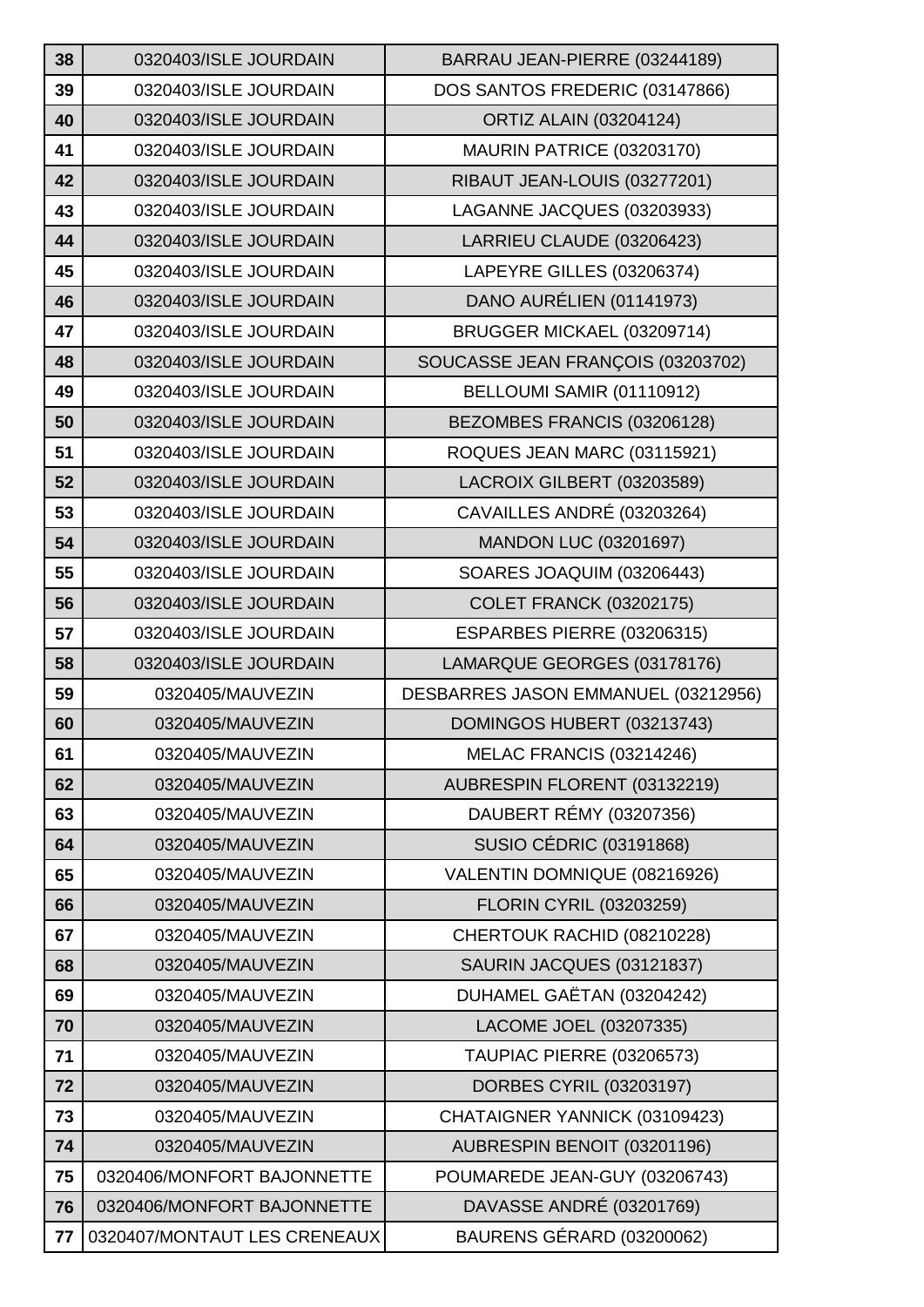| 38 | 0320403/ISLE JOURDAIN | BARRAU JEAN-PIERRE (03244189) |
|---|---|---|
| 39 | 0320403/ISLE JOURDAIN | DOS SANTOS FREDERIC (03147866) |
| 40 | 0320403/ISLE JOURDAIN | ORTIZ ALAIN (03204124) |
| 41 | 0320403/ISLE JOURDAIN | MAURIN PATRICE (03203170) |
| 42 | 0320403/ISLE JOURDAIN | RIBAUT JEAN-LOUIS (03277201) |
| 43 | 0320403/ISLE JOURDAIN | LAGANNE JACQUES (03203933) |
| 44 | 0320403/ISLE JOURDAIN | LARRIEU CLAUDE (03206423) |
| 45 | 0320403/ISLE JOURDAIN | LAPEYRE GILLES (03206374) |
| 46 | 0320403/ISLE JOURDAIN | DANO AURÉLIEN (01141973) |
| 47 | 0320403/ISLE JOURDAIN | BRUGGER MICKAEL (03209714) |
| 48 | 0320403/ISLE JOURDAIN | SOUCASSE JEAN FRANÇOIS (03203702) |
| 49 | 0320403/ISLE JOURDAIN | BELLOUMI SAMIR (01110912) |
| 50 | 0320403/ISLE JOURDAIN | BEZOMBES FRANCIS (03206128) |
| 51 | 0320403/ISLE JOURDAIN | ROQUES JEAN MARC (03115921) |
| 52 | 0320403/ISLE JOURDAIN | LACROIX GILBERT (03203589) |
| 53 | 0320403/ISLE JOURDAIN | CAVAILLES ANDRÉ (03203264) |
| 54 | 0320403/ISLE JOURDAIN | MANDON LUC (03201697) |
| 55 | 0320403/ISLE JOURDAIN | SOARES JOAQUIM (03206443) |
| 56 | 0320403/ISLE JOURDAIN | COLET FRANCK (03202175) |
| 57 | 0320403/ISLE JOURDAIN | ESPARBES PIERRE (03206315) |
| 58 | 0320403/ISLE JOURDAIN | LAMARQUE GEORGES (03178176) |
| 59 | 0320405/MAUVEZIN | DESBARRES JASON EMMANUEL (03212956) |
| 60 | 0320405/MAUVEZIN | DOMINGOS HUBERT (03213743) |
| 61 | 0320405/MAUVEZIN | MELAC FRANCIS (03214246) |
| 62 | 0320405/MAUVEZIN | AUBRESPIN FLORENT (03132219) |
| 63 | 0320405/MAUVEZIN | DAUBERT RÉMY (03207356) |
| 64 | 0320405/MAUVEZIN | SUSIO CÉDRIC (03191868) |
| 65 | 0320405/MAUVEZIN | VALENTIN DOMNIQUE (08216926) |
| 66 | 0320405/MAUVEZIN | FLORIN CYRIL (03203259) |
| 67 | 0320405/MAUVEZIN | CHERTOUK RACHID (08210228) |
| 68 | 0320405/MAUVEZIN | SAURIN JACQUES (03121837) |
| 69 | 0320405/MAUVEZIN | DUHAMEL GAËTAN (03204242) |
| 70 | 0320405/MAUVEZIN | LACOME JOEL (03207335) |
| 71 | 0320405/MAUVEZIN | TAUPIAC PIERRE (03206573) |
| 72 | 0320405/MAUVEZIN | DORBES CYRIL (03203197) |
| 73 | 0320405/MAUVEZIN | CHATAIGNER YANNICK (03109423) |
| 74 | 0320405/MAUVEZIN | AUBRESPIN BENOIT (03201196) |
| 75 | 0320406/MONFORT BAJONNETTE | POUMAREDE JEAN-GUY (03206743) |
| 76 | 0320406/MONFORT BAJONNETTE | DAVASSE ANDRÉ (03201769) |
| 77 | 0320407/MONTAUT LES CRENEAUX | BAURENS GÉRARD (03200062) |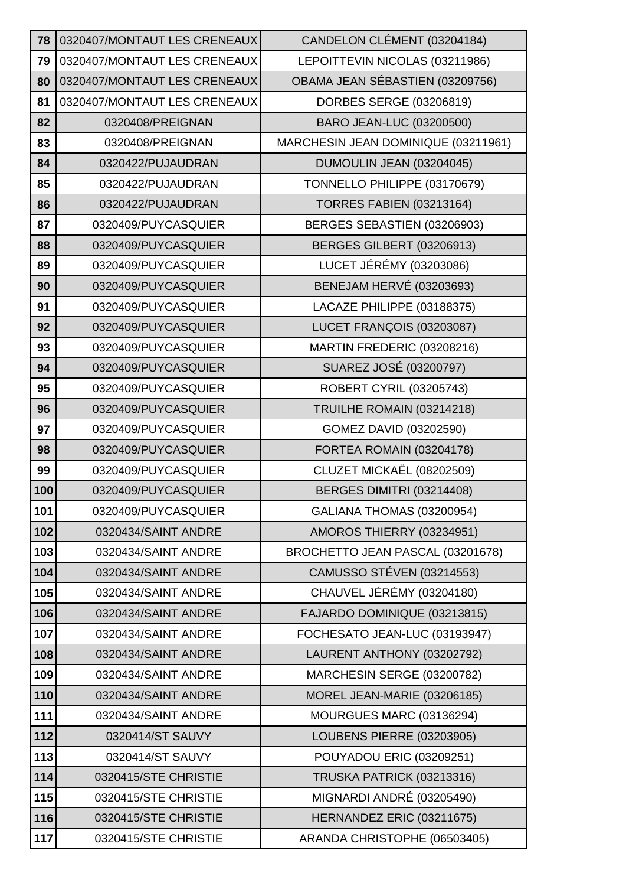| 78 | 0320407/MONTAUT LES CRENEAUX | CANDELON CLÉMENT (03204184) |
|---|---|---|
| 79 | 0320407/MONTAUT LES CRENEAUX | LEPOITTEVIN NICOLAS (03211986) |
| 80 | 0320407/MONTAUT LES CRENEAUX | OBAMA JEAN SÉBASTIEN (03209756) |
| 81 | 0320407/MONTAUT LES CRENEAUX | DORBES SERGE (03206819) |
| 82 | 0320408/PREIGNAN | BARO JEAN-LUC (03200500) |
| 83 | 0320408/PREIGNAN | MARCHESIN JEAN DOMINIQUE (03211961) |
| 84 | 0320422/PUJAUDRAN | DUMOULIN JEAN (03204045) |
| 85 | 0320422/PUJAUDRAN | TONNELLO PHILIPPE (03170679) |
| 86 | 0320422/PUJAUDRAN | TORRES FABIEN (03213164) |
| 87 | 0320409/PUYCASQUIER | BERGES SEBASTIEN (03206903) |
| 88 | 0320409/PUYCASQUIER | BERGES GILBERT (03206913) |
| 89 | 0320409/PUYCASQUIER | LUCET JÉRÉMY (03203086) |
| 90 | 0320409/PUYCASQUIER | BENEJAM HERVÉ (03203693) |
| 91 | 0320409/PUYCASQUIER | LACAZE PHILIPPE (03188375) |
| 92 | 0320409/PUYCASQUIER | LUCET FRANÇOIS (03203087) |
| 93 | 0320409/PUYCASQUIER | MARTIN FREDERIC (03208216) |
| 94 | 0320409/PUYCASQUIER | SUAREZ JOSÉ (03200797) |
| 95 | 0320409/PUYCASQUIER | ROBERT CYRIL (03205743) |
| 96 | 0320409/PUYCASQUIER | TRUILHE ROMAIN (03214218) |
| 97 | 0320409/PUYCASQUIER | GOMEZ DAVID (03202590) |
| 98 | 0320409/PUYCASQUIER | FORTEA ROMAIN (03204178) |
| 99 | 0320409/PUYCASQUIER | CLUZET MICKAËL (08202509) |
| 100 | 0320409/PUYCASQUIER | BERGES DIMITRI (03214408) |
| 101 | 0320409/PUYCASQUIER | GALIANA THOMAS (03200954) |
| 102 | 0320434/SAINT ANDRE | AMOROS THIERRY (03234951) |
| 103 | 0320434/SAINT ANDRE | BROCHETTO JEAN PASCAL (03201678) |
| 104 | 0320434/SAINT ANDRE | CAMUSSO STÉVEN (03214553) |
| 105 | 0320434/SAINT ANDRE | CHAUVEL JÉRÉMY (03204180) |
| 106 | 0320434/SAINT ANDRE | FAJARDO DOMINIQUE (03213815) |
| 107 | 0320434/SAINT ANDRE | FOCHESATO JEAN-LUC (03193947) |
| 108 | 0320434/SAINT ANDRE | LAURENT ANTHONY (03202792) |
| 109 | 0320434/SAINT ANDRE | MARCHESIN SERGE (03200782) |
| 110 | 0320434/SAINT ANDRE | MOREL JEAN-MARIE (03206185) |
| 111 | 0320434/SAINT ANDRE | MOURGUES MARC (03136294) |
| 112 | 0320414/ST SAUVY | LOUBENS PIERRE (03203905) |
| 113 | 0320414/ST SAUVY | POUYADOU ERIC (03209251) |
| 114 | 0320415/STE CHRISTIE | TRUSKA PATRICK (03213316) |
| 115 | 0320415/STE CHRISTIE | MIGNARDI ANDRÉ (03205490) |
| 116 | 0320415/STE CHRISTIE | HERNANDEZ ERIC (03211675) |
| 117 | 0320415/STE CHRISTIE | ARANDA CHRISTOPHE (06503405) |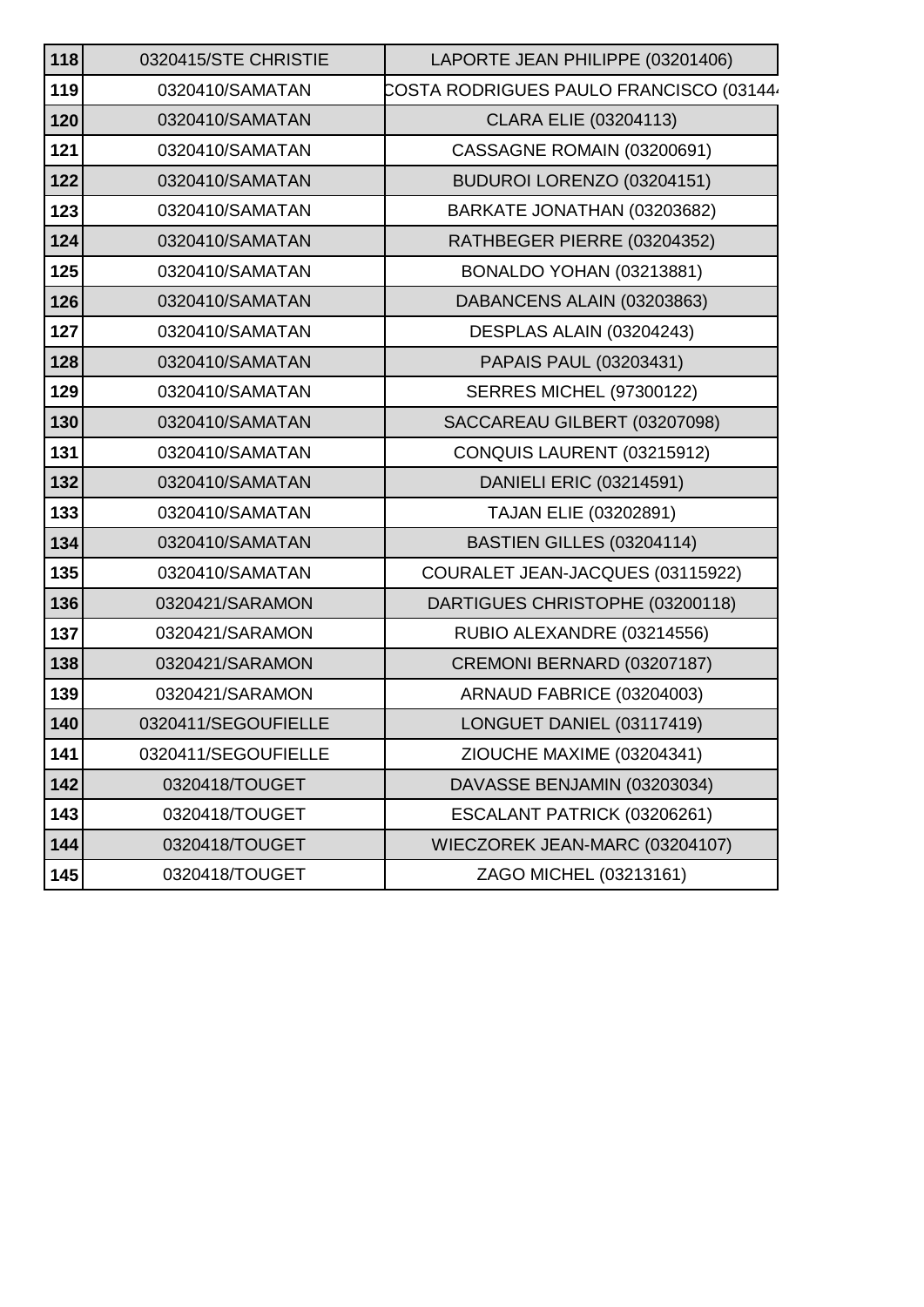| | | |
|---|---|---|
| 118 | 0320415/STE CHRISTIE | LAPORTE JEAN PHILIPPE (03201406) |
| 119 | 0320410/SAMATAN | COSTA RODRIGUES PAULO FRANCISCO (03144 |
| 120 | 0320410/SAMATAN | CLARA ELIE (03204113) |
| 121 | 0320410/SAMATAN | CASSAGNE ROMAIN (03200691) |
| 122 | 0320410/SAMATAN | BUDUROI LORENZO (03204151) |
| 123 | 0320410/SAMATAN | BARKATE JONATHAN (03203682) |
| 124 | 0320410/SAMATAN | RATHBEGER PIERRE (03204352) |
| 125 | 0320410/SAMATAN | BONALDO YOHAN (03213881) |
| 126 | 0320410/SAMATAN | DABANCENS ALAIN (03203863) |
| 127 | 0320410/SAMATAN | DESPLAS ALAIN (03204243) |
| 128 | 0320410/SAMATAN | PAPAIS PAUL (03203431) |
| 129 | 0320410/SAMATAN | SERRES MICHEL (97300122) |
| 130 | 0320410/SAMATAN | SACCAREAU GILBERT (03207098) |
| 131 | 0320410/SAMATAN | CONQUIS LAURENT (03215912) |
| 132 | 0320410/SAMATAN | DANIELI ERIC (03214591) |
| 133 | 0320410/SAMATAN | TAJAN ELIE (03202891) |
| 134 | 0320410/SAMATAN | BASTIEN GILLES (03204114) |
| 135 | 0320410/SAMATAN | COURALET JEAN-JACQUES (03115922) |
| 136 | 0320421/SARAMON | DARTIGUES CHRISTOPHE (03200118) |
| 137 | 0320421/SARAMON | RUBIO ALEXANDRE (03214556) |
| 138 | 0320421/SARAMON | CREMONI BERNARD (03207187) |
| 139 | 0320421/SARAMON | ARNAUD FABRICE (03204003) |
| 140 | 0320411/SEGOUFIELLE | LONGUET DANIEL (03117419) |
| 141 | 0320411/SEGOUFIELLE | ZIOUCHE MAXIME (03204341) |
| 142 | 0320418/TOUGET | DAVASSE BENJAMIN (03203034) |
| 143 | 0320418/TOUGET | ESCALANT PATRICK (03206261) |
| 144 | 0320418/TOUGET | WIECZOREK JEAN-MARC (03204107) |
| 145 | 0320418/TOUGET | ZAGO MICHEL (03213161) |